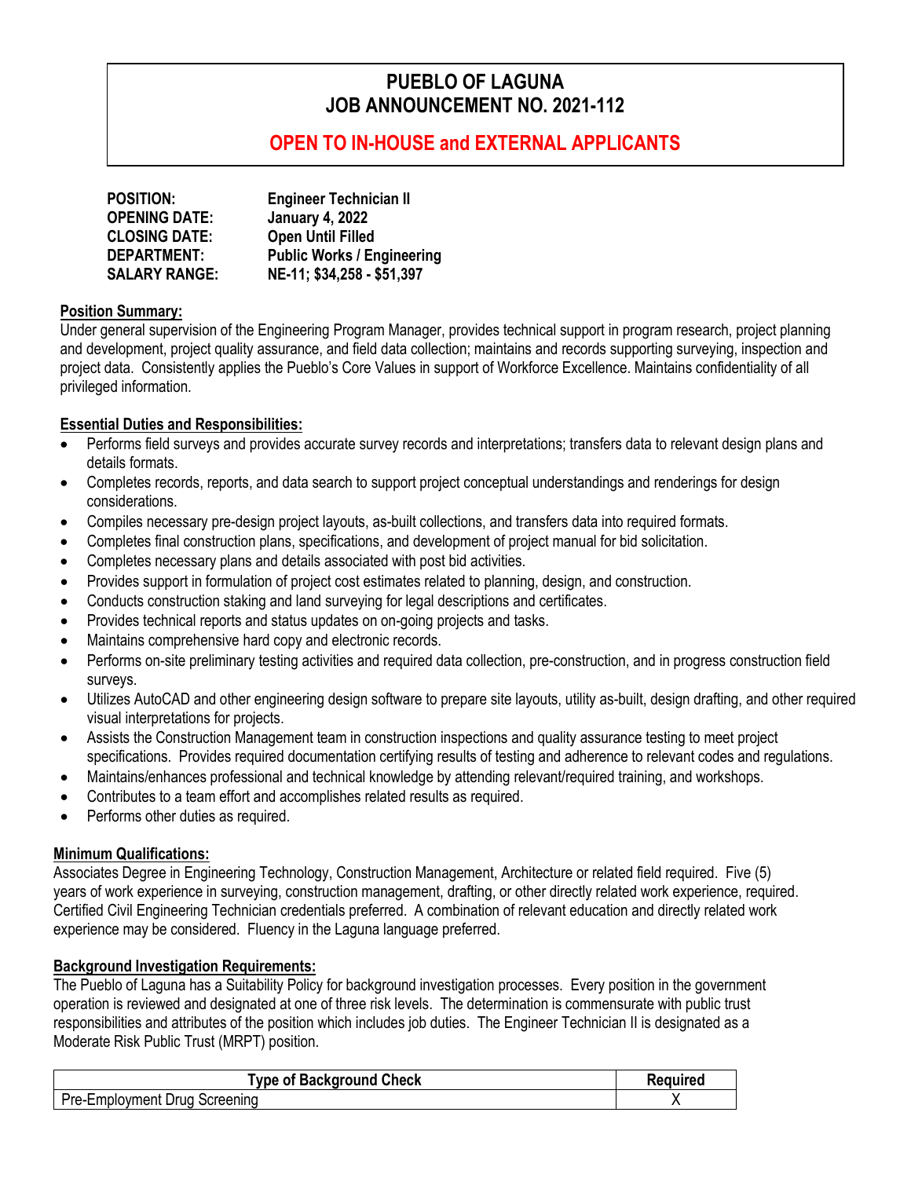# PUEBLO OF LAGUNA
# JOB ANNOUNCEMENT NO. 2021-112

## OPEN TO IN-HOUSE and EXTERNAL APPLICANTS

**POSITION:** Engineer Technician II
**OPENING DATE:** January 4, 2022
**CLOSING DATE:** Open Until Filled
**DEPARTMENT:** Public Works / Engineering
**SALARY RANGE:** NE-11; $34,258 - $51,397

**Position Summary:**

Under general supervision of the Engineering Program Manager, provides technical support in program research, project planning and development, project quality assurance, and field data collection; maintains and records supporting surveying, inspection and project data. Consistently applies the Pueblo's Core Values in support of Workforce Excellence. Maintains confidentiality of all privileged information.

**Essential Duties and Responsibilities:**

- Performs field surveys and provides accurate survey records and interpretations; transfers data to relevant design plans and details formats.
- Completes records, reports, and data search to support project conceptual understandings and renderings for design considerations.
- Compiles necessary pre-design project layouts, as-built collections, and transfers data into required formats.
- Completes final construction plans, specifications, and development of project manual for bid solicitation.
- Completes necessary plans and details associated with post bid activities.
- Provides support in formulation of project cost estimates related to planning, design, and construction.
- Conducts construction staking and land surveying for legal descriptions and certificates.
- Provides technical reports and status updates on on-going projects and tasks.
- Maintains comprehensive hard copy and electronic records.
- Performs on-site preliminary testing activities and required data collection, pre-construction, and in progress construction field surveys.
- Utilizes AutoCAD and other engineering design software to prepare site layouts, utility as-built, design drafting, and other required visual interpretations for projects.
- Assists the Construction Management team in construction inspections and quality assurance testing to meet project specifications. Provides required documentation certifying results of testing and adherence to relevant codes and regulations.
- Maintains/enhances professional and technical knowledge by attending relevant/required training, and workshops.
- Contributes to a team effort and accomplishes related results as required.
- Performs other duties as required.

**Minimum Qualifications:**

Associates Degree in Engineering Technology, Construction Management, Architecture or related field required. Five (5) years of work experience in surveying, construction management, drafting, or other directly related work experience, required. Certified Civil Engineering Technician credentials preferred. A combination of relevant education and directly related work experience may be considered. Fluency in the Laguna language preferred.

**Background Investigation Requirements:**

The Pueblo of Laguna has a Suitability Policy for background investigation processes. Every position in the government operation is reviewed and designated at one of three risk levels. The determination is commensurate with public trust responsibilities and attributes of the position which includes job duties. The Engineer Technician II is designated as a Moderate Risk Public Trust (MRPT) position.

| Type of Background Check | Required |
|---|---|
| Pre-Employment Drug Screening | X |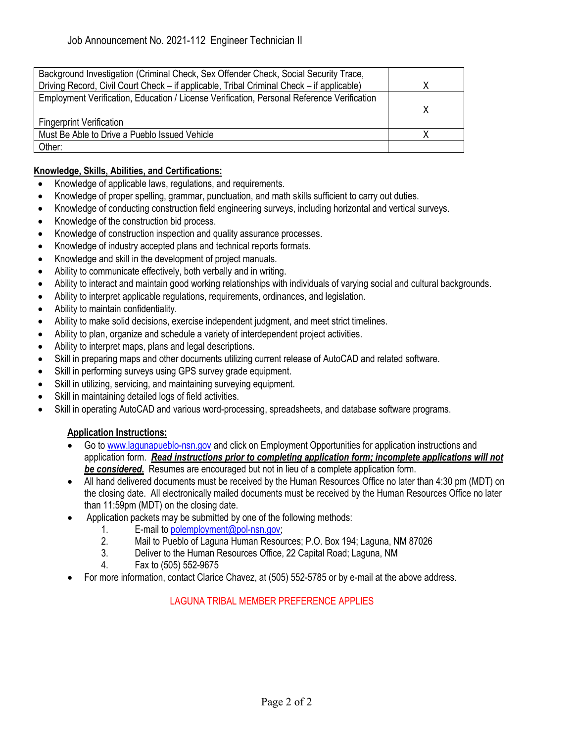Job Announcement No. 2021-112 Engineer Technician II

| | |
|---|---|
| Background Investigation (Criminal Check, Sex Offender Check, Social Security Trace, Driving Record, Civil Court Check – if applicable, Tribal Criminal Check – if applicable) | X |
| Employment Verification, Education / License Verification, Personal Reference Verification | X |
| Fingerprint Verification | |
| Must Be Able to Drive a Pueblo Issued Vehicle | X |
| Other: | |

**Knowledge, Skills, Abilities, and Certifications:**

- Knowledge of applicable laws, regulations, and requirements.
- Knowledge of proper spelling, grammar, punctuation, and math skills sufficient to carry out duties.
- Knowledge of conducting construction field engineering surveys, including horizontal and vertical surveys.
- Knowledge of the construction bid process.
- Knowledge of construction inspection and quality assurance processes.
- Knowledge of industry accepted plans and technical reports formats.
- Knowledge and skill in the development of project manuals.
- Ability to communicate effectively, both verbally and in writing.
- Ability to interact and maintain good working relationships with individuals of varying social and cultural backgrounds.
- Ability to interpret applicable regulations, requirements, ordinances, and legislation.
- Ability to maintain confidentiality.
- Ability to make solid decisions, exercise independent judgment, and meet strict timelines.
- Ability to plan, organize and schedule a variety of interdependent project activities.
- Ability to interpret maps, plans and legal descriptions.
- Skill in preparing maps and other documents utilizing current release of AutoCAD and related software.
- Skill in performing surveys using GPS survey grade equipment.
- Skill in utilizing, servicing, and maintaining surveying equipment.
- Skill in maintaining detailed logs of field activities.
- Skill in operating AutoCAD and various word-processing, spreadsheets, and database software programs.

**Application Instructions:**

- Go to www.lagunapueblo-nsn.gov and click on Employment Opportunities for application instructions and application form. ***Read instructions prior to completing application form; incomplete applications will not be considered.*** Resumes are encouraged but not in lieu of a complete application form.
- All hand delivered documents must be received by the Human Resources Office no later than 4:30 pm (MDT) on the closing date. All electronically mailed documents must be received by the Human Resources Office no later than 11:59pm (MDT) on the closing date.
- Application packets may be submitted by one of the following methods:
  1. E-mail to polemployment@pol-nsn.gov;
  2. Mail to Pueblo of Laguna Human Resources; P.O. Box 194; Laguna, NM 87026
  3. Deliver to the Human Resources Office, 22 Capital Road; Laguna, NM
  4. Fax to (505) 552-9675
- For more information, contact Clarice Chavez, at (505) 552-5785 or by e-mail at the above address.

LAGUNA TRIBAL MEMBER PREFERENCE APPLIES